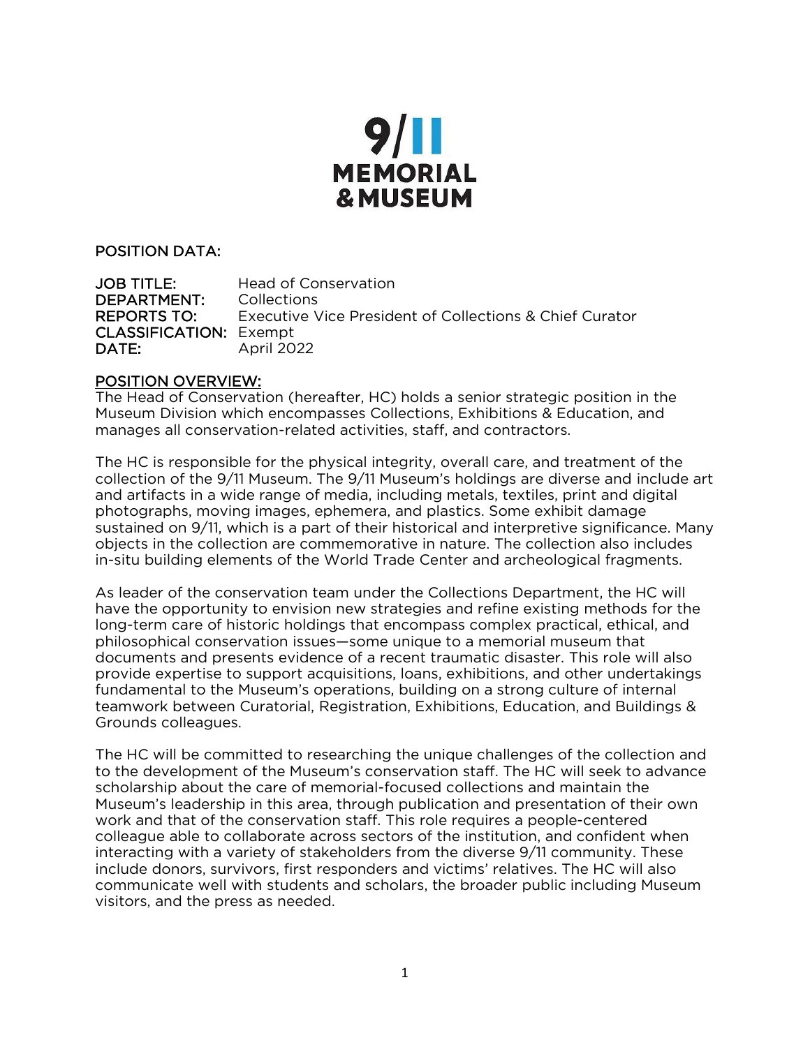9/11 MEMORIAL & MUSEUM

**POSITION DATA:**

**JOB TITLE:** Head of Conservation
**DEPARTMENT:** Collections
**REPORTS TO:** Executive Vice President of Collections & Chief Curator
**CLASSIFICATION:** Exempt
**DATE:** April 2022

## POSITION OVERVIEW:

The Head of Conservation (hereafter, HC) holds a senior strategic position in the Museum Division which encompasses Collections, Exhibitions & Education, and manages all conservation-related activities, staff, and contractors.

The HC is responsible for the physical integrity, overall care, and treatment of the collection of the 9/11 Museum. The 9/11 Museum's holdings are diverse and include art and artifacts in a wide range of media, including metals, textiles, print and digital photographs, moving images, ephemera, and plastics. Some exhibit damage sustained on 9/11, which is a part of their historical and interpretive significance. Many objects in the collection are commemorative in nature. The collection also includes in-situ building elements of the World Trade Center and archeological fragments.

As leader of the conservation team under the Collections Department, the HC will have the opportunity to envision new strategies and refine existing methods for the long-term care of historic holdings that encompass complex practical, ethical, and philosophical conservation issues—some unique to a memorial museum that documents and presents evidence of a recent traumatic disaster. This role will also provide expertise to support acquisitions, loans, exhibitions, and other undertakings fundamental to the Museum's operations, building on a strong culture of internal teamwork between Curatorial, Registration, Exhibitions, Education, and Buildings & Grounds colleagues.

The HC will be committed to researching the unique challenges of the collection and to the development of the Museum's conservation staff. The HC will seek to advance scholarship about the care of memorial-focused collections and maintain the Museum's leadership in this area, through publication and presentation of their own work and that of the conservation staff. This role requires a people-centered colleague able to collaborate across sectors of the institution, and confident when interacting with a variety of stakeholders from the diverse 9/11 community. These include donors, survivors, first responders and victims' relatives. The HC will also communicate well with students and scholars, the broader public including Museum visitors, and the press as needed.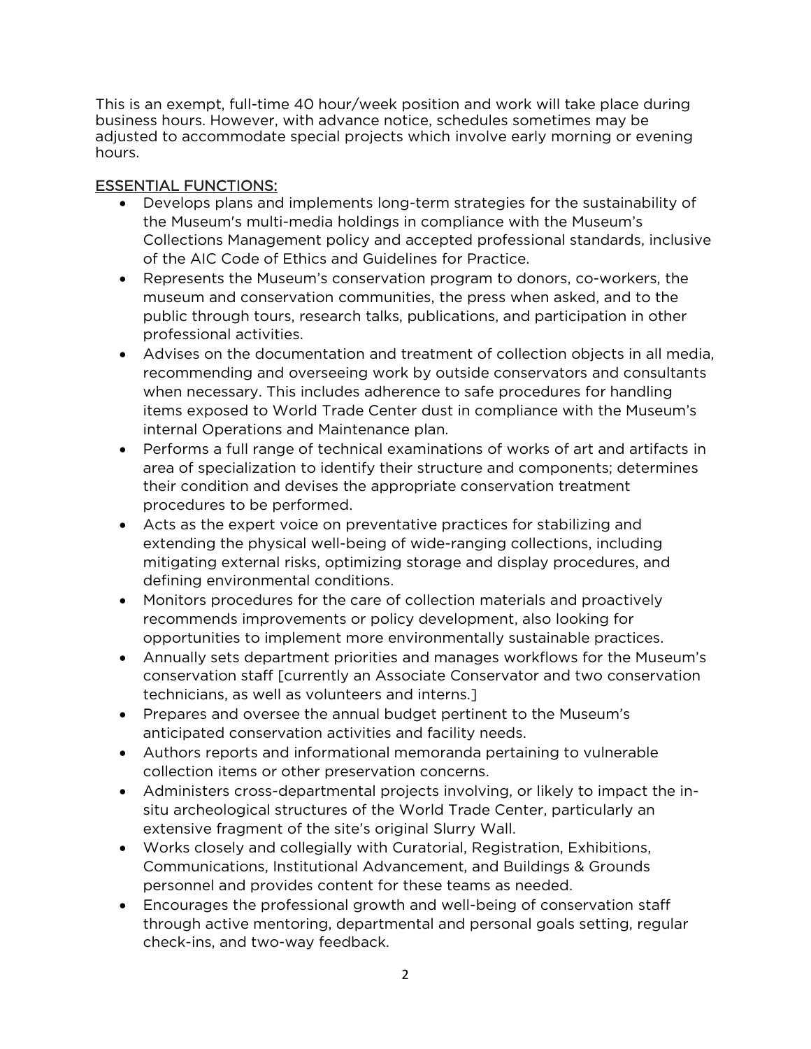This is an exempt, full-time 40 hour/week position and work will take place during business hours. However, with advance notice, schedules sometimes may be adjusted to accommodate special projects which involve early morning or evening hours.

## ESSENTIAL FUNCTIONS:

- Develops plans and implements long-term strategies for the sustainability of the Museum's multi-media holdings in compliance with the Museum's Collections Management policy and accepted professional standards, inclusive of the AIC Code of Ethics and Guidelines for Practice.
- Represents the Museum's conservation program to donors, co-workers, the museum and conservation communities, the press when asked, and to the public through tours, research talks, publications, and participation in other professional activities.
- Advises on the documentation and treatment of collection objects in all media, recommending and overseeing work by outside conservators and consultants when necessary. This includes adherence to safe procedures for handling items exposed to World Trade Center dust in compliance with the Museum's internal Operations and Maintenance plan.
- Performs a full range of technical examinations of works of art and artifacts in area of specialization to identify their structure and components; determines their condition and devises the appropriate conservation treatment procedures to be performed.
- Acts as the expert voice on preventative practices for stabilizing and extending the physical well-being of wide-ranging collections, including mitigating external risks, optimizing storage and display procedures, and defining environmental conditions.
- Monitors procedures for the care of collection materials and proactively recommends improvements or policy development, also looking for opportunities to implement more environmentally sustainable practices.
- Annually sets department priorities and manages workflows for the Museum's conservation staff [currently an Associate Conservator and two conservation technicians, as well as volunteers and interns.]
- Prepares and oversee the annual budget pertinent to the Museum's anticipated conservation activities and facility needs.
- Authors reports and informational memoranda pertaining to vulnerable collection items or other preservation concerns.
- Administers cross-departmental projects involving, or likely to impact the in-situ archeological structures of the World Trade Center, particularly an extensive fragment of the site's original Slurry Wall.
- Works closely and collegially with Curatorial, Registration, Exhibitions, Communications, Institutional Advancement, and Buildings & Grounds personnel and provides content for these teams as needed.
- Encourages the professional growth and well-being of conservation staff through active mentoring, departmental and personal goals setting, regular check-ins, and two-way feedback.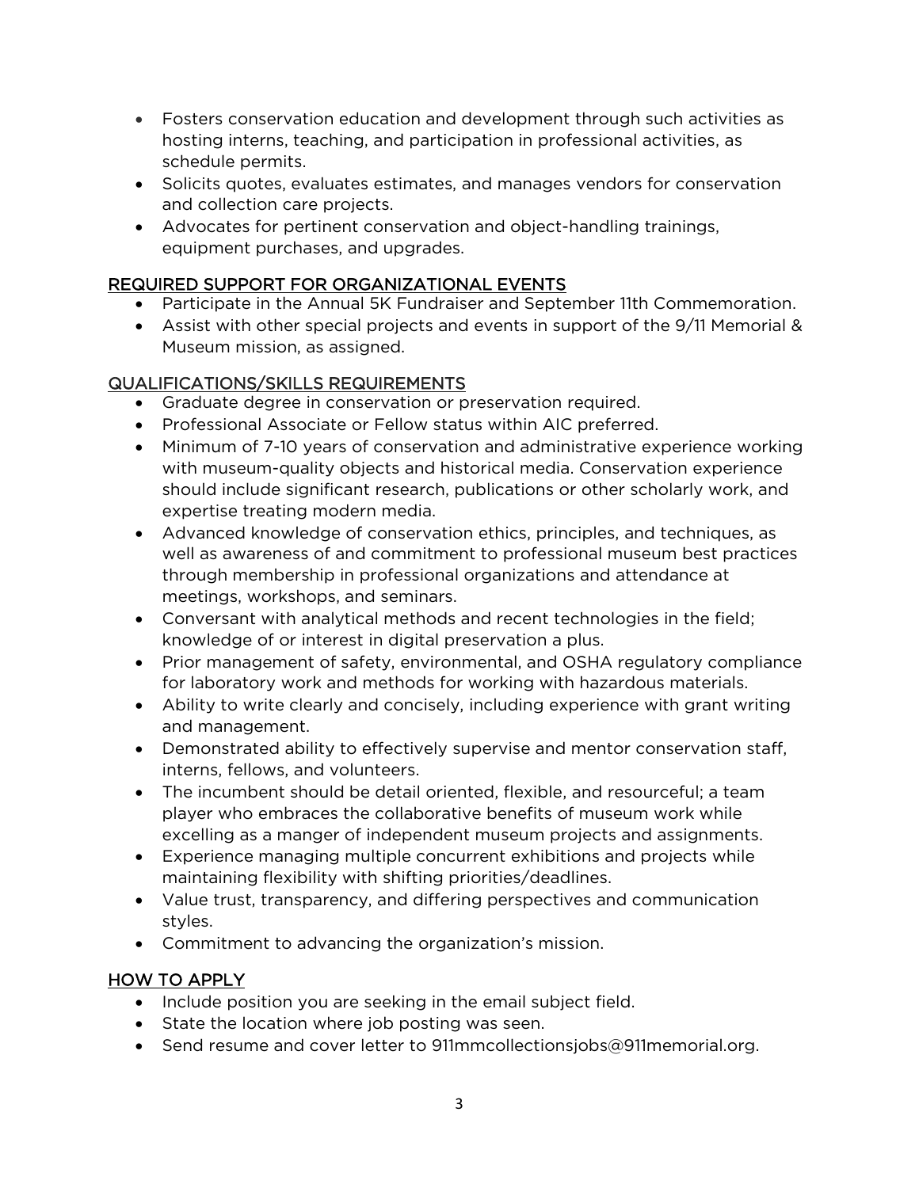- Fosters conservation education and development through such activities as hosting interns, teaching, and participation in professional activities, as schedule permits.
- Solicits quotes, evaluates estimates, and manages vendors for conservation and collection care projects.
- Advocates for pertinent conservation and object-handling trainings, equipment purchases, and upgrades.

## REQUIRED SUPPORT FOR ORGANIZATIONAL EVENTS

- Participate in the Annual 5K Fundraiser and September 11th Commemoration.
- Assist with other special projects and events in support of the 9/11 Memorial & Museum mission, as assigned.

## QUALIFICATIONS/SKILLS REQUIREMENTS

- Graduate degree in conservation or preservation required.
- Professional Associate or Fellow status within AIC preferred.
- Minimum of 7-10 years of conservation and administrative experience working with museum-quality objects and historical media. Conservation experience should include significant research, publications or other scholarly work, and expertise treating modern media.
- Advanced knowledge of conservation ethics, principles, and techniques, as well as awareness of and commitment to professional museum best practices through membership in professional organizations and attendance at meetings, workshops, and seminars.
- Conversant with analytical methods and recent technologies in the field; knowledge of or interest in digital preservation a plus.
- Prior management of safety, environmental, and OSHA regulatory compliance for laboratory work and methods for working with hazardous materials.
- Ability to write clearly and concisely, including experience with grant writing and management.
- Demonstrated ability to effectively supervise and mentor conservation staff, interns, fellows, and volunteers.
- The incumbent should be detail oriented, flexible, and resourceful; a team player who embraces the collaborative benefits of museum work while excelling as a manger of independent museum projects and assignments.
- Experience managing multiple concurrent exhibitions and projects while maintaining flexibility with shifting priorities/deadlines.
- Value trust, transparency, and differing perspectives and communication styles.
- Commitment to advancing the organization's mission.

## HOW TO APPLY

- Include position you are seeking in the email subject field.
- State the location where job posting was seen.
- Send resume and cover letter to 911mmcollectionsjobs@911memorial.org.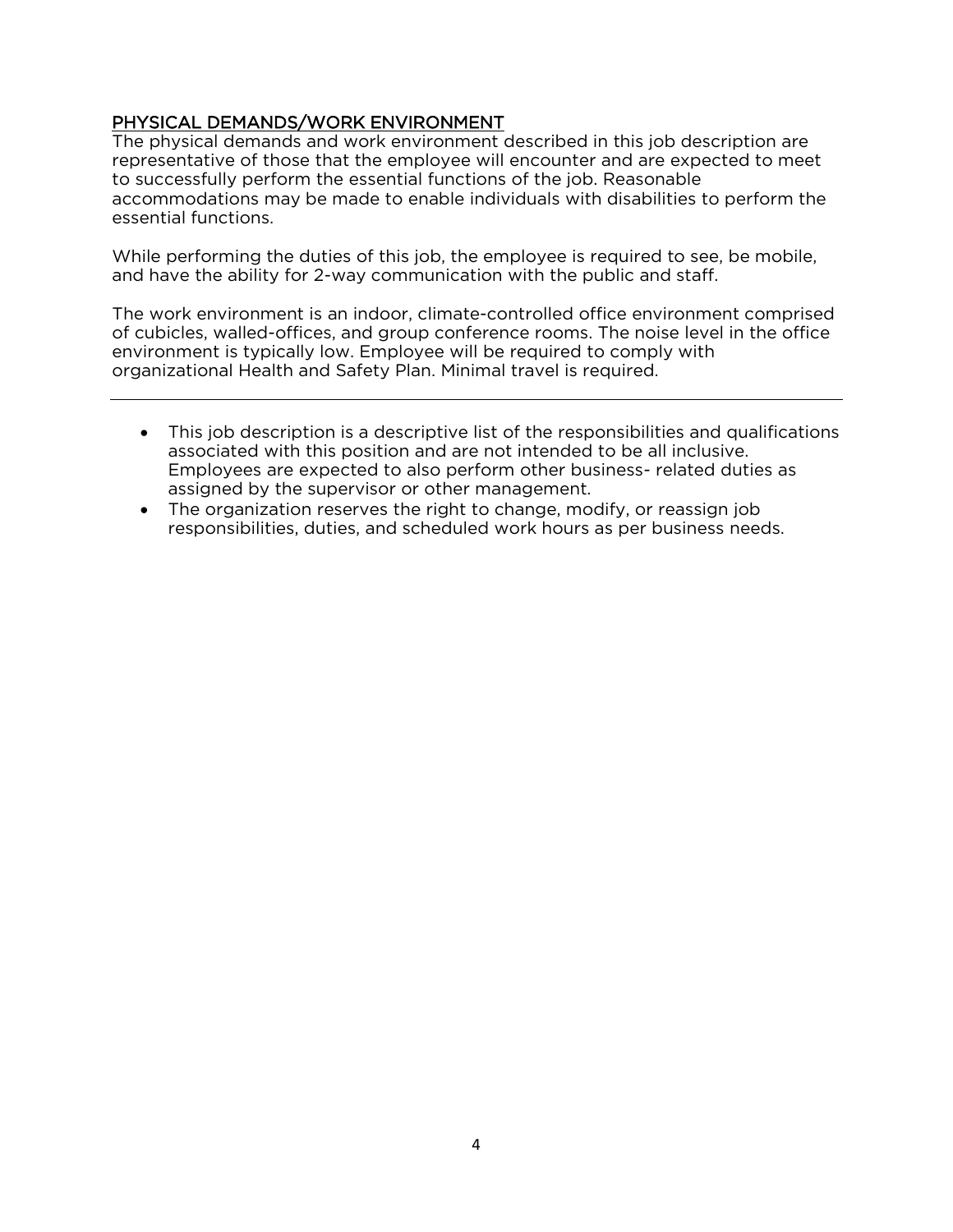## PHYSICAL DEMANDS/WORK ENVIRONMENT

The physical demands and work environment described in this job description are representative of those that the employee will encounter and are expected to meet to successfully perform the essential functions of the job. Reasonable accommodations may be made to enable individuals with disabilities to perform the essential functions.

While performing the duties of this job, the employee is required to see, be mobile, and have the ability for 2-way communication with the public and staff.

The work environment is an indoor, climate-controlled office environment comprised of cubicles, walled-offices, and group conference rooms. The noise level in the office environment is typically low. Employee will be required to comply with organizational Health and Safety Plan. Minimal travel is required.

---

- This job description is a descriptive list of the responsibilities and qualifications associated with this position and are not intended to be all inclusive. Employees are expected to also perform other business- related duties as assigned by the supervisor or other management.
- The organization reserves the right to change, modify, or reassign job responsibilities, duties, and scheduled work hours as per business needs.